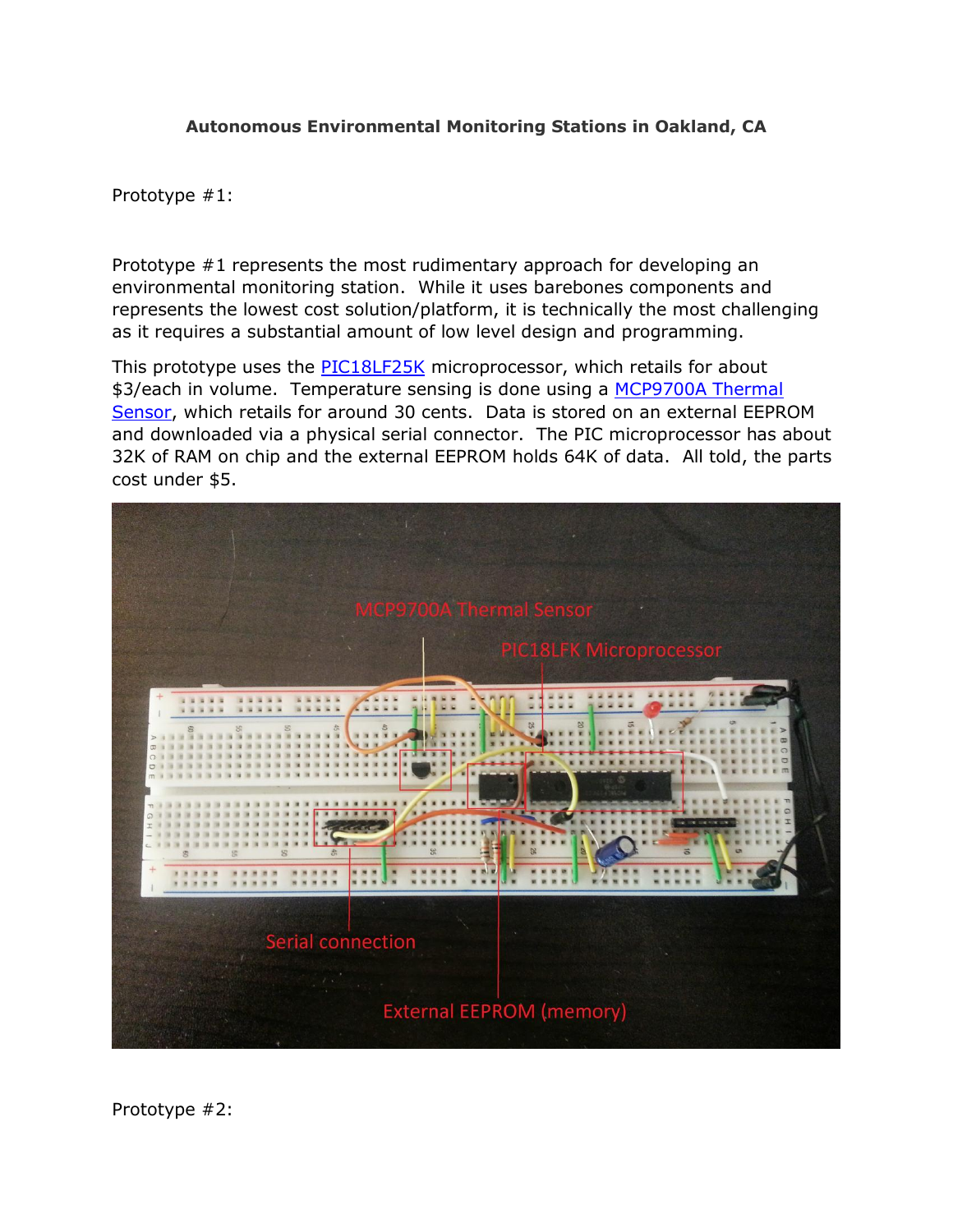**Autonomous Environmental Monitoring Stations in Oakland, CA**

Prototype #1:

Prototype #1 represents the most rudimentary approach for developing an environmental monitoring station. While it uses barebones components and represents the lowest cost solution/platform, it is technically the most challenging as it requires a substantial amount of low level design and programming.

This prototype uses the [PIC18LF25K](PIC18LF25K) microprocessor, which retails for about $3/each in volume. Temperature sensing is done using a [MCP9700A Thermal Sensor](MCP9700A Thermal Sensor), which retails for around 30 cents. Data is stored on an external EEPROM and downloaded via a physical serial connector. The PIC microprocessor has about 32K of RAM on chip and the external EEPROM holds 64K of data. All told, the parts cost under $5.

Prototype #2: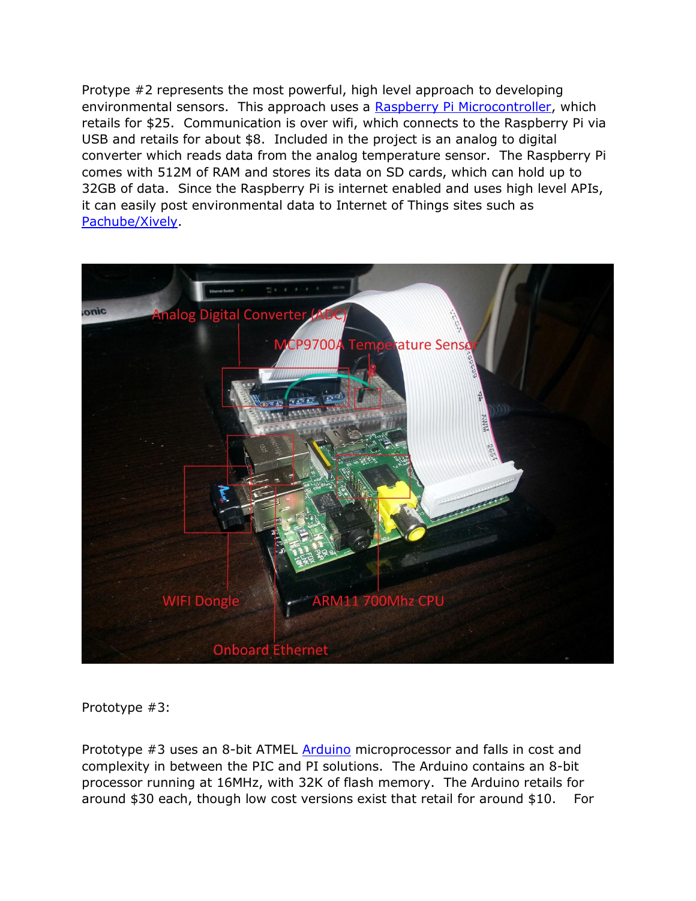Protype #2 represents the most powerful, high level approach to developing environmental sensors. This approach uses a Raspberry Pi Microcontroller, which retails for $25. Communication is over wifi, which connects to the Raspberry Pi via USB and retails for about $8. Included in the project is an analog to digital converter which reads data from the analog temperature sensor. The Raspberry Pi comes with 512M of RAM and stores its data on SD cards, which can hold up to 32GB of data. Since the Raspberry Pi is internet enabled and uses high level APIs, it can easily post environmental data to Internet of Things sites such as Pachube/Xively.

Prototype #3:

Prototype #3 uses an 8-bit ATMEL Arduino microprocessor and falls in cost and complexity in between the PIC and PI solutions. The Arduino contains an 8-bit processor running at 16MHz, with 32K of flash memory. The Arduino retails for around $30 each, though low cost versions exist that retail for around $10. For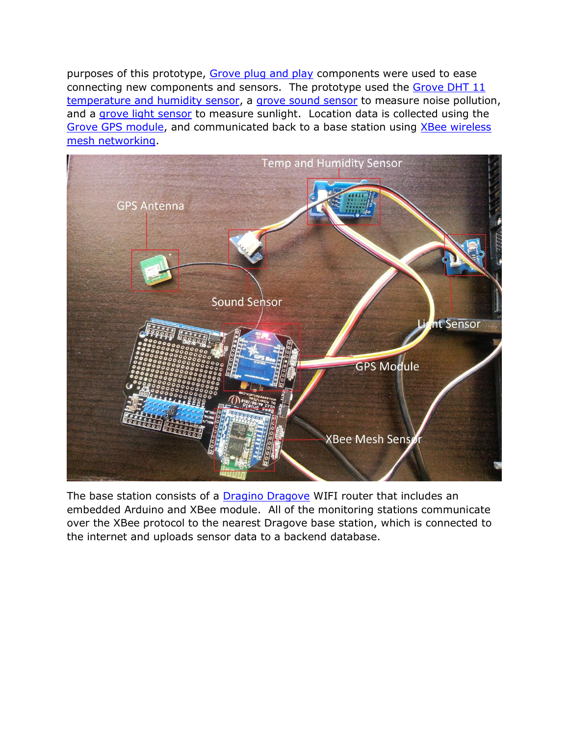purposes of this prototype, Grove plug and play components were used to ease connecting new components and sensors. The prototype used the Grove DHT 11 temperature and humidity sensor, a grove sound sensor to measure noise pollution, and a grove light sensor to measure sunlight. Location data is collected using the Grove GPS module, and communicated back to a base station using XBee wireless mesh networking.

The base station consists of a Dragino Dragove WIFI router that includes an embedded Arduino and XBee module. All of the monitoring stations communicate over the XBee protocol to the nearest Dragove base station, which is connected to the internet and uploads sensor data to a backend database.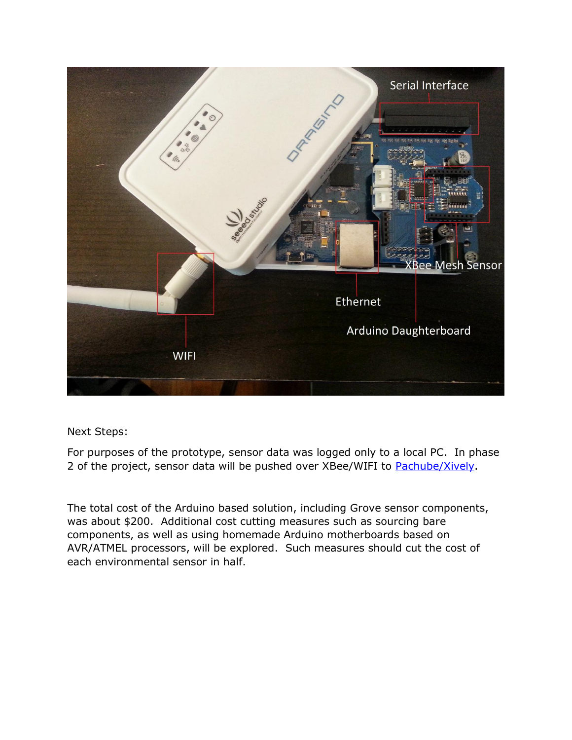Next Steps:

For purposes of the prototype, sensor data was logged only to a local PC. In phase 2 of the project, sensor data will be pushed over XBee/WIFI to [Pachube/Xively](Pachube/Xively).

The total cost of the Arduino based solution, including Grove sensor components, was about $200. Additional cost cutting measures such as sourcing bare components, as well as using homemade Arduino motherboards based on AVR/ATMEL processors, will be explored. Such measures should cut the cost of each environmental sensor in half.